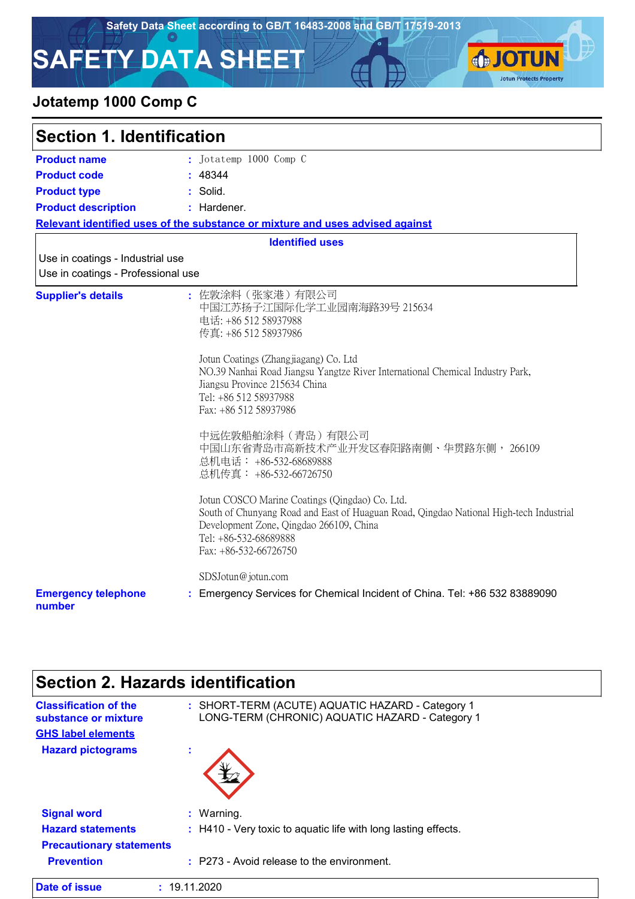Safety Data Sheet according to GB/T 16483-2008 and GB/T 17519-2013

# SAFETY DATA SHEET

## Jotatemp 1000 Comp C

## Section 1. Identification

**Product name** : Jotatemp 1000 Comp C

**Product code** : 48344

**Product type** : Solid.

**Product description** : Hardener.

**Relevant identified uses of the substance or mixture and uses advised against**

| Identified uses |
|---|
| Use in coatings - Industrial use |
| Use in coatings - Professional use |

**Supplier's details** :

佐敦涂料（张家港）有限公司
中国江苏扬子江国际化学工业园南海路39号 215634
电话: +86 512 58937988
传真: +86 512 58937986

Jotun Coatings (Zhangjiagang) Co. Ltd
NO.39 Nanhai Road Jiangsu Yangtze River International Chemical Industry Park, Jiangsu Province 215634 China
Tel: +86 512 58937988
Fax: +86 512 58937986

中远佐敦船舶涂料（青岛）有限公司
中国山东省青岛市高新技术产业开发区春阳路南侧、华贯路东侧， 266109
总机电话： +86-532-68689888
总机传真： +86-532-66726750

Jotun COSCO Marine Coatings (Qingdao) Co. Ltd.
South of Chunyang Road and East of Huaguan Road, Qingdao National High-tech Industrial Development Zone, Qingdao 266109, China
Tel: +86-532-68689888
Fax: +86-532-66726750

SDSJotun@jotun.com

**Emergency telephone number** : Emergency Services for Chemical Incident of China. Tel: +86 532 83889090

## Section 2. Hazards identification

**Classification of the substance or mixture** : SHORT-TERM (ACUTE) AQUATIC HAZARD - Category 1
LONG-TERM (CHRONIC) AQUATIC HAZARD - Category 1

**GHS label elements**

**Hazard pictograms** :

**Signal word** : Warning.

**Hazard statements** : H410 - Very toxic to aquatic life with long lasting effects.

**Precautionary statements**

**Prevention** : P273 - Avoid release to the environment.

**Date of issue** : 19.11.2020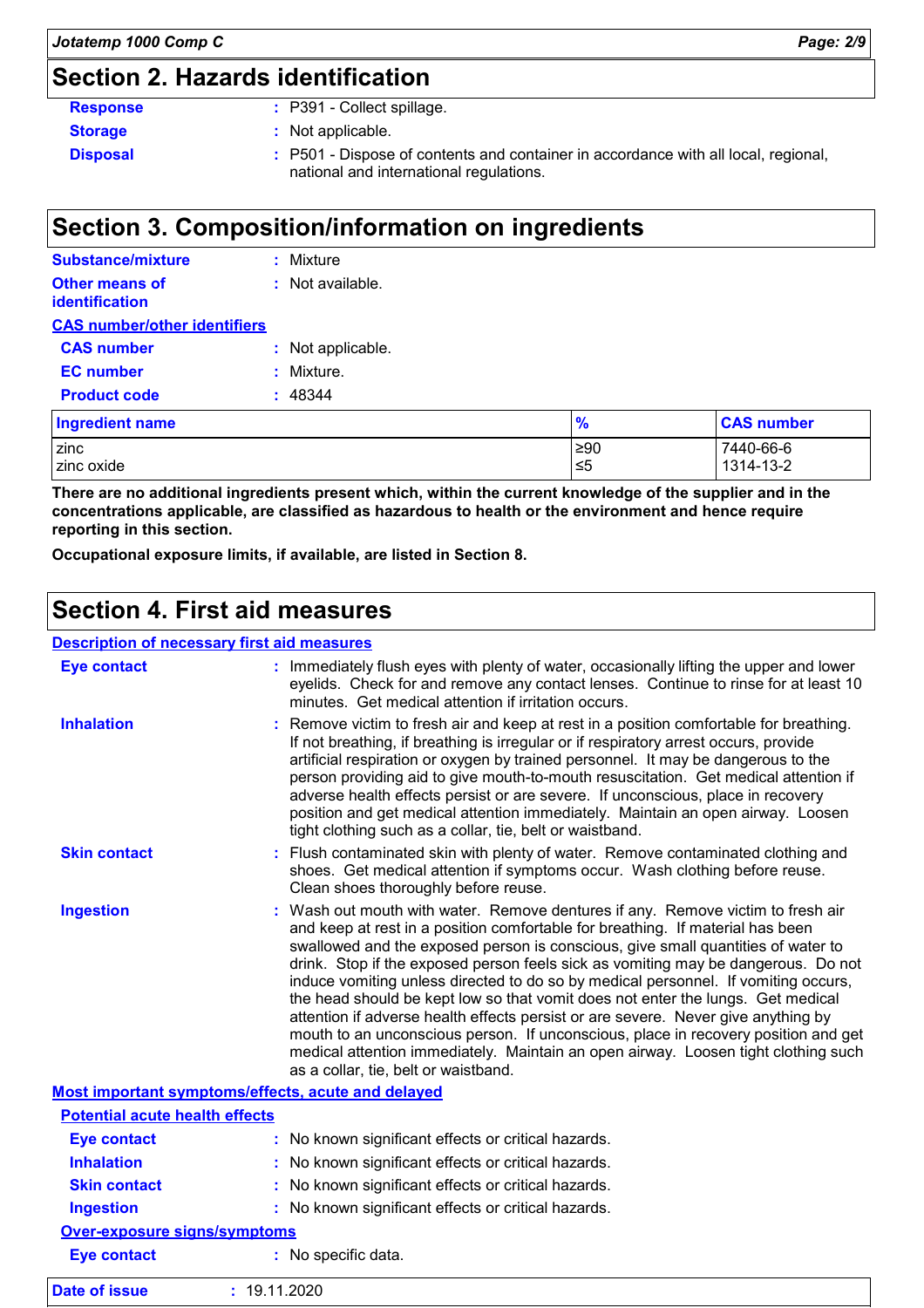## Section 2. Hazards identification

**Response** : P391 - Collect spillage.

**Storage** : Not applicable.

**Disposal** : P501 - Dispose of contents and container in accordance with all local, regional, national and international regulations.

## Section 3. Composition/information on ingredients

**Substance/mixture** : Mixture

**Other means of identification** : Not available.

**CAS number/other identifiers**

**CAS number** : Not applicable.

**EC number** : Mixture.

**Product code** : 48344

| Ingredient name | % | CAS number |
|---|---|---|
| zinc | ≥90 | 7440-66-6 |
| zinc oxide | ≤5 | 1314-13-2 |

**There are no additional ingredients present which, within the current knowledge of the supplier and in the concentrations applicable, are classified as hazardous to health or the environment and hence require reporting in this section.**

**Occupational exposure limits, if available, are listed in Section 8.**

## Section 4. First aid measures

**Description of necessary first aid measures**

**Eye contact** : Immediately flush eyes with plenty of water, occasionally lifting the upper and lower eyelids. Check for and remove any contact lenses. Continue to rinse for at least 10 minutes. Get medical attention if irritation occurs.

**Inhalation** : Remove victim to fresh air and keep at rest in a position comfortable for breathing. If not breathing, if breathing is irregular or if respiratory arrest occurs, provide artificial respiration or oxygen by trained personnel. It may be dangerous to the person providing aid to give mouth-to-mouth resuscitation. Get medical attention if adverse health effects persist or are severe. If unconscious, place in recovery position and get medical attention immediately. Maintain an open airway. Loosen tight clothing such as a collar, tie, belt or waistband.

**Skin contact** : Flush contaminated skin with plenty of water. Remove contaminated clothing and shoes. Get medical attention if symptoms occur. Wash clothing before reuse. Clean shoes thoroughly before reuse.

**Ingestion** : Wash out mouth with water. Remove dentures if any. Remove victim to fresh air and keep at rest in a position comfortable for breathing. If material has been swallowed and the exposed person is conscious, give small quantities of water to drink. Stop if the exposed person feels sick as vomiting may be dangerous. Do not induce vomiting unless directed to do so by medical personnel. If vomiting occurs, the head should be kept low so that vomit does not enter the lungs. Get medical attention if adverse health effects persist or are severe. Never give anything by mouth to an unconscious person. If unconscious, place in recovery position and get medical attention immediately. Maintain an open airway. Loosen tight clothing such as a collar, tie, belt or waistband.

**Most important symptoms/effects, acute and delayed**

**Potential acute health effects**

**Eye contact** : No known significant effects or critical hazards.

**Inhalation** : No known significant effects or critical hazards.

**Skin contact** : No known significant effects or critical hazards.

**Ingestion** : No known significant effects or critical hazards.

**Over-exposure signs/symptoms**

**Eye contact** : No specific data.

**Date of issue** : 19.11.2020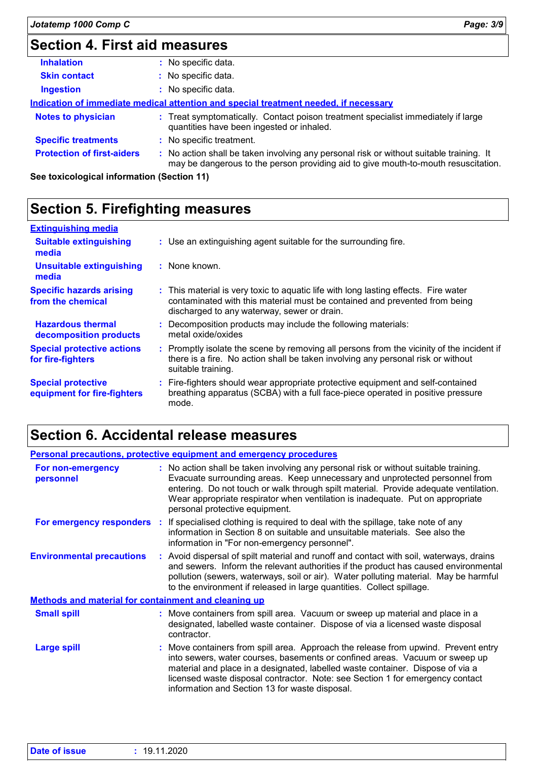## Section 4. First aid measures

| | |
|---|---|
| **Inhalation** | : No specific data. |
| **Skin contact** | : No specific data. |
| **Ingestion** | : No specific data. |

**Indication of immediate medical attention and special treatment needed, if necessary**

| | |
|---|---|
| **Notes to physician** | : Treat symptomatically. Contact poison treatment specialist immediately if large quantities have been ingested or inhaled. |
| **Specific treatments** | : No specific treatment. |
| **Protection of first-aiders** | : No action shall be taken involving any personal risk or without suitable training. It may be dangerous to the person providing aid to give mouth-to-mouth resuscitation. |

**See toxicological information (Section 11)**

## Section 5. Firefighting measures

**Extinguishing media**

| | |
|---|---|
| **Suitable extinguishing media** | : Use an extinguishing agent suitable for the surrounding fire. |
| **Unsuitable extinguishing media** | : None known. |
| **Specific hazards arising from the chemical** | : This material is very toxic to aquatic life with long lasting effects. Fire water contaminated with this material must be contained and prevented from being discharged to any waterway, sewer or drain. |
| **Hazardous thermal decomposition products** | : Decomposition products may include the following materials: metal oxide/oxides |
| **Special protective actions for fire-fighters** | : Promptly isolate the scene by removing all persons from the vicinity of the incident if there is a fire. No action shall be taken involving any personal risk or without suitable training. |
| **Special protective equipment for fire-fighters** | : Fire-fighters should wear appropriate protective equipment and self-contained breathing apparatus (SCBA) with a full face-piece operated in positive pressure mode. |

## Section 6. Accidental release measures

**Personal precautions, protective equipment and emergency procedures**

| | |
|---|---|
| **For non-emergency personnel** | : No action shall be taken involving any personal risk or without suitable training. Evacuate surrounding areas. Keep unnecessary and unprotected personnel from entering. Do not touch or walk through spilt material. Provide adequate ventilation. Wear appropriate respirator when ventilation is inadequate. Put on appropriate personal protective equipment. |
| **For emergency responders** | : If specialised clothing is required to deal with the spillage, take note of any information in Section 8 on suitable and unsuitable materials. See also the information in "For non-emergency personnel". |
| **Environmental precautions** | : Avoid dispersal of spilt material and runoff and contact with soil, waterways, drains and sewers. Inform the relevant authorities if the product has caused environmental pollution (sewers, waterways, soil or air). Water polluting material. May be harmful to the environment if released in large quantities. Collect spillage. |

**Methods and material for containment and cleaning up**

| | |
|---|---|
| **Small spill** | : Move containers from spill area. Vacuum or sweep up material and place in a designated, labelled waste container. Dispose of via a licensed waste disposal contractor. |
| **Large spill** | : Move containers from spill area. Approach the release from upwind. Prevent entry into sewers, water courses, basements or confined areas. Vacuum or sweep up material and place in a designated, labelled waste container. Dispose of via a licensed waste disposal contractor. Note: see Section 1 for emergency contact information and Section 13 for waste disposal. |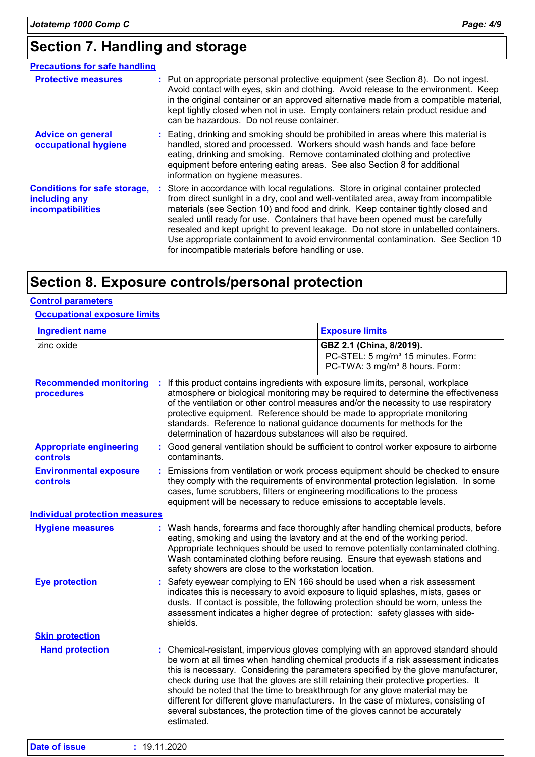# Section 7. Handling and storage

## Precautions for safe handling

**Protective measures** : Put on appropriate personal protective equipment (see Section 8). Do not ingest. Avoid contact with eyes, skin and clothing. Avoid release to the environment. Keep in the original container or an approved alternative made from a compatible material, kept tightly closed when not in use. Empty containers retain product residue and can be hazardous. Do not reuse container.

**Advice on general occupational hygiene** : Eating, drinking and smoking should be prohibited in areas where this material is handled, stored and processed. Workers should wash hands and face before eating, drinking and smoking. Remove contaminated clothing and protective equipment before entering eating areas. See also Section 8 for additional information on hygiene measures.

**Conditions for safe storage, including any incompatibilities** : Store in accordance with local regulations. Store in original container protected from direct sunlight in a dry, cool and well-ventilated area, away from incompatible materials (see Section 10) and food and drink. Keep container tightly closed and sealed until ready for use. Containers that have been opened must be carefully resealed and kept upright to prevent leakage. Do not store in unlabelled containers. Use appropriate containment to avoid environmental contamination. See Section 10 for incompatible materials before handling or use.

# Section 8. Exposure controls/personal protection

## Control parameters

### Occupational exposure limits

| Ingredient name | Exposure limits |
|---|---|
| zinc oxide | **GBZ 2.1 (China, 8/2019).**<br>PC-STEL: 5 mg/m³ 15 minutes. Form:<br>PC-TWA: 3 mg/m³ 8 hours. Form: |

**Recommended monitoring procedures** : If this product contains ingredients with exposure limits, personal, workplace atmosphere or biological monitoring may be required to determine the effectiveness of the ventilation or other control measures and/or the necessity to use respiratory protective equipment. Reference should be made to appropriate monitoring standards. Reference to national guidance documents for methods for the determination of hazardous substances will also be required.

**Appropriate engineering controls** : Good general ventilation should be sufficient to control worker exposure to airborne contaminants.

**Environmental exposure controls** : Emissions from ventilation or work process equipment should be checked to ensure they comply with the requirements of environmental protection legislation. In some cases, fume scrubbers, filters or engineering modifications to the process equipment will be necessary to reduce emissions to acceptable levels.

## Individual protection measures

**Hygiene measures** : Wash hands, forearms and face thoroughly after handling chemical products, before eating, smoking and using the lavatory and at the end of the working period. Appropriate techniques should be used to remove potentially contaminated clothing. Wash contaminated clothing before reusing. Ensure that eyewash stations and safety showers are close to the workstation location.

**Eye protection** : Safety eyewear complying to EN 166 should be used when a risk assessment indicates this is necessary to avoid exposure to liquid splashes, mists, gases or dusts. If contact is possible, the following protection should be worn, unless the assessment indicates a higher degree of protection: safety glasses with side-shields.

### Skin protection

**Hand protection** : Chemical-resistant, impervious gloves complying with an approved standard should be worn at all times when handling chemical products if a risk assessment indicates this is necessary. Considering the parameters specified by the glove manufacturer, check during use that the gloves are still retaining their protective properties. It should be noted that the time to breakthrough for any glove material may be different for different glove manufacturers. In the case of mixtures, consisting of several substances, the protection time of the gloves cannot be accurately estimated.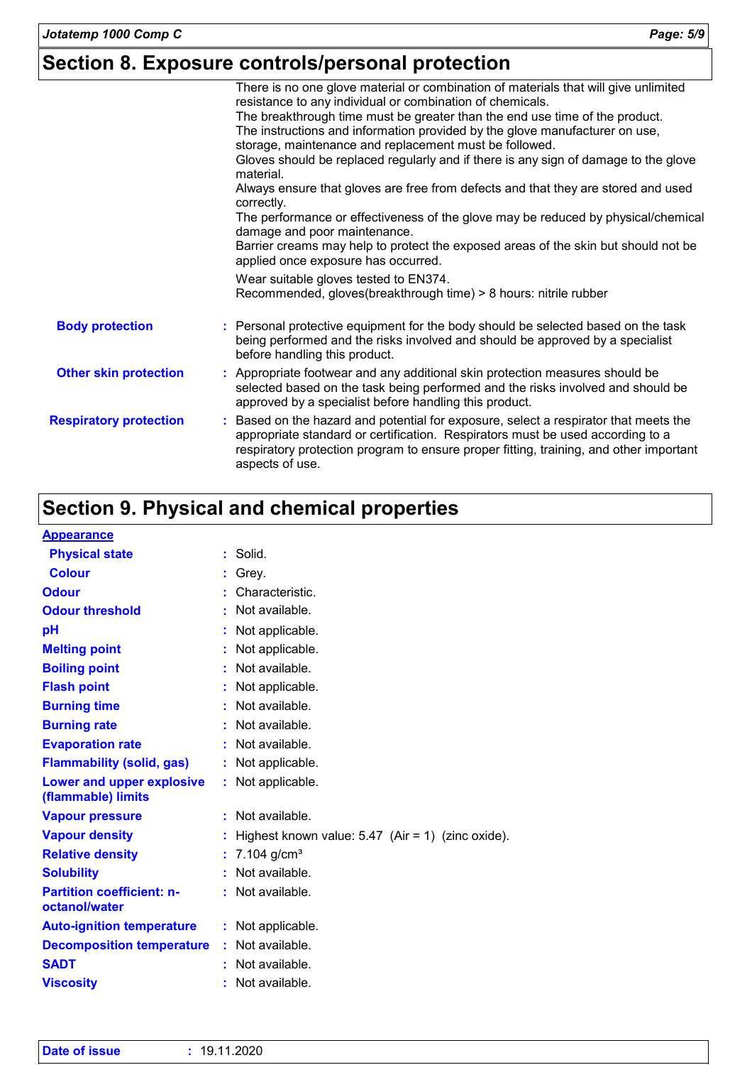## Section 8. Exposure controls/personal protection

There is no one glove material or combination of materials that will give unlimited resistance to any individual or combination of chemicals.
The breakthrough time must be greater than the end use time of the product.
The instructions and information provided by the glove manufacturer on use, storage, maintenance and replacement must be followed.
Gloves should be replaced regularly and if there is any sign of damage to the glove material.
Always ensure that gloves are free from defects and that they are stored and used correctly.
The performance or effectiveness of the glove may be reduced by physical/chemical damage and poor maintenance.
Barrier creams may help to protect the exposed areas of the skin but should not be applied once exposure has occurred.

Wear suitable gloves tested to EN374.
Recommended, gloves(breakthrough time) > 8 hours: nitrile rubber

**Body protection** : Personal protective equipment for the body should be selected based on the task being performed and the risks involved and should be approved by a specialist before handling this product.

**Other skin protection** : Appropriate footwear and any additional skin protection measures should be selected based on the task being performed and the risks involved and should be approved by a specialist before handling this product.

**Respiratory protection** : Based on the hazard and potential for exposure, select a respirator that meets the appropriate standard or certification. Respirators must be used according to a respiratory protection program to ensure proper fitting, training, and other important aspects of use.

## Section 9. Physical and chemical properties

**Appearance**

| Property | Value |
|---|---|
| Physical state | Solid. |
| Colour | Grey. |
| Odour | Characteristic. |
| Odour threshold | Not available. |
| pH | Not applicable. |
| Melting point | Not applicable. |
| Boiling point | Not available. |
| Flash point | Not applicable. |
| Burning time | Not available. |
| Burning rate | Not available. |
| Evaporation rate | Not available. |
| Flammability (solid, gas) | Not applicable. |
| Lower and upper explosive (flammable) limits | Not applicable. |
| Vapour pressure | Not available. |
| Vapour density | Highest known value: 5.47 (Air = 1) (zinc oxide). |
| Relative density | 7.104 g/cm³ |
| Solubility | Not available. |
| Partition coefficient: n-octanol/water | Not available. |
| Auto-ignition temperature | Not applicable. |
| Decomposition temperature | Not available. |
| SADT | Not available. |
| Viscosity | Not available. |

**Date of issue** : 19.11.2020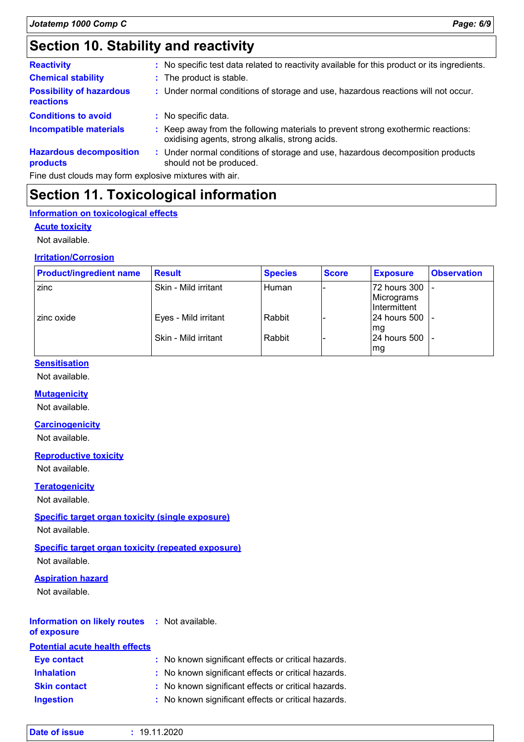# Section 10. Stability and reactivity

**Reactivity** : No specific test data related to reactivity available for this product or its ingredients.

**Chemical stability** : The product is stable.

**Possibility of hazardous reactions** : Under normal conditions of storage and use, hazardous reactions will not occur.

**Conditions to avoid** : No specific data.

**Incompatible materials** : Keep away from the following materials to prevent strong exothermic reactions: oxidising agents, strong alkalis, strong acids.

**Hazardous decomposition products** : Under normal conditions of storage and use, hazardous decomposition products should not be produced.

Fine dust clouds may form explosive mixtures with air.

# Section 11. Toxicological information

## Information on toxicological effects

### Acute toxicity

Not available.

### Irritation/Corrosion

| Product/ingredient name | Result | Species | Score | Exposure | Observation |
|---|---|---|---|---|---|
| zinc | Skin - Mild irritant | Human | - | 72 hours 300 Micrograms Intermittent | - |
| zinc oxide | Eyes - Mild irritant | Rabbit | - | 24 hours 500 mg | - |
| | Skin - Mild irritant | Rabbit | - | 24 hours 500 mg | - |

### Sensitisation

Not available.

### Mutagenicity

Not available.

### Carcinogenicity

Not available.

### Reproductive toxicity

Not available.

### Teratogenicity

Not available.

### Specific target organ toxicity (single exposure)

Not available.

### Specific target organ toxicity (repeated exposure)

Not available.

### Aspiration hazard

Not available.

**Information on likely routes of exposure** : Not available.

## Potential acute health effects

**Eye contact** : No known significant effects or critical hazards.

**Inhalation** : No known significant effects or critical hazards.

**Skin contact** : No known significant effects or critical hazards.

**Ingestion** : No known significant effects or critical hazards.

**Date of issue** : 19.11.2020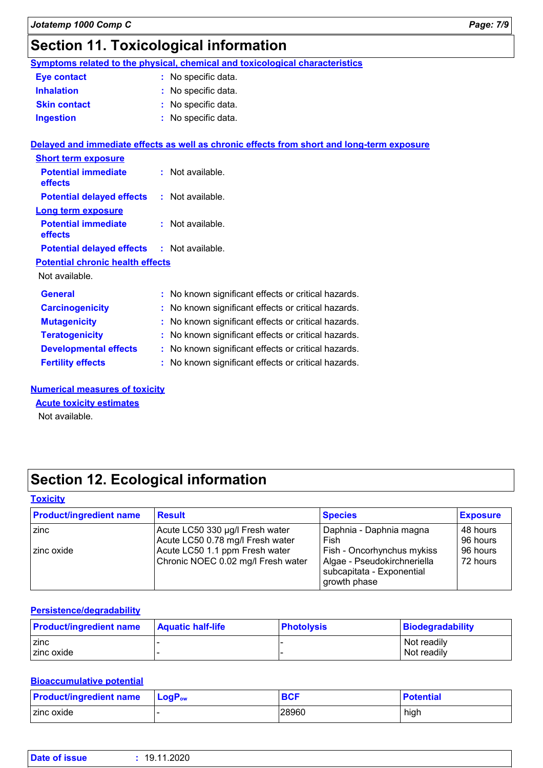## Section 11. Toxicological information

### Symptoms related to the physical, chemical and toxicological characteristics

**Eye contact** : No specific data.

**Inhalation** : No specific data.

**Skin contact** : No specific data.

**Ingestion** : No specific data.

### Delayed and immediate effects as well as chronic effects from short and long-term exposure

#### Short term exposure

**Potential immediate effects** : Not available.

**Potential delayed effects** : Not available.

#### Long term exposure

**Potential immediate effects** : Not available.

**Potential delayed effects** : Not available.

#### Potential chronic health effects

Not available.

**General** : No known significant effects or critical hazards.

**Carcinogenicity** : No known significant effects or critical hazards.

**Mutagenicity** : No known significant effects or critical hazards.

**Teratogenicity** : No known significant effects or critical hazards.

**Developmental effects** : No known significant effects or critical hazards.

**Fertility effects** : No known significant effects or critical hazards.

### Numerical measures of toxicity

#### Acute toxicity estimates

Not available.

## Section 12. Ecological information

### Toxicity

| Product/ingredient name | Result | Species | Exposure |
|---|---|---|---|
| zinc | Acute LC50 330 µg/l Fresh water | Daphnia - Daphnia magna | 48 hours |
| | Acute LC50 0.78 mg/l Fresh water | Fish | 96 hours |
| zinc oxide | Acute LC50 1.1 ppm Fresh water | Fish - Oncorhynchus mykiss | 96 hours |
| | Chronic NOEC 0.02 mg/l Fresh water | Algae - Pseudokirchneriella subcapitata - Exponential growth phase | 72 hours |

### Persistence/degradability

| Product/ingredient name | Aquatic half-life | Photolysis | Biodegradability |
|---|---|---|---|
| zinc | - | - | Not readily |
| zinc oxide | - | - | Not readily |

### Bioaccumulative potential

| Product/ingredient name | $LogP_{ow}$ | BCF | Potential |
|---|---|---|---|
| zinc oxide | - | 28960 | high |

**Date of issue** : 19.11.2020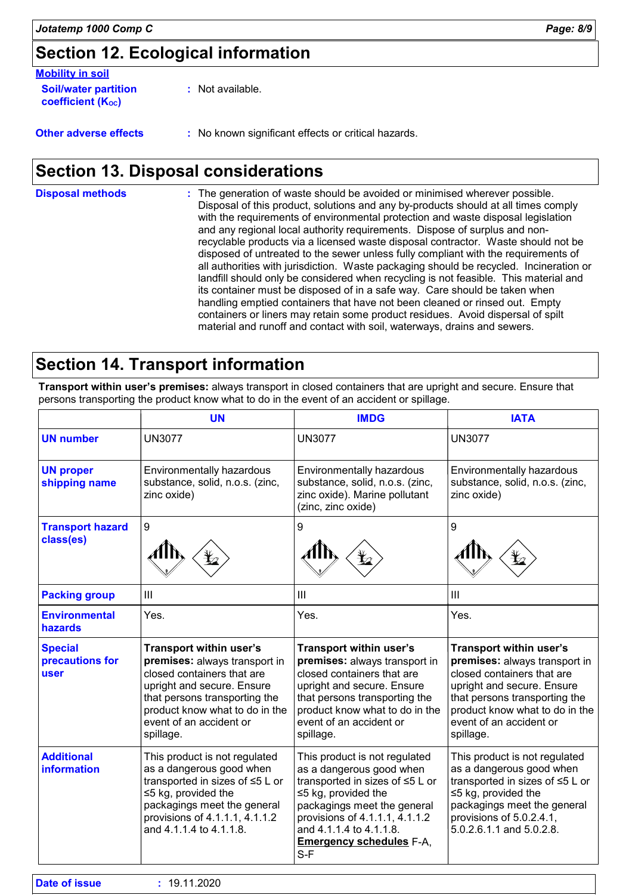## Section 12. Ecological information

**Mobility in soil**

**Soil/water partition coefficient ($K_{OC}$)** : Not available.

**Other adverse effects** : No known significant effects or critical hazards.

## Section 13. Disposal considerations

**Disposal methods** : The generation of waste should be avoided or minimised wherever possible. Disposal of this product, solutions and any by-products should at all times comply with the requirements of environmental protection and waste disposal legislation and any regional local authority requirements. Dispose of surplus and non-recyclable products via a licensed waste disposal contractor. Waste should not be disposed of untreated to the sewer unless fully compliant with the requirements of all authorities with jurisdiction. Waste packaging should be recycled. Incineration or landfill should only be considered when recycling is not feasible. This material and its container must be disposed of in a safe way. Care should be taken when handling emptied containers that have not been cleaned or rinsed out. Empty containers or liners may retain some product residues. Avoid dispersal of spilt material and runoff and contact with soil, waterways, drains and sewers.

## Section 14. Transport information

**Transport within user's premises:** always transport in closed containers that are upright and secure. Ensure that persons transporting the product know what to do in the event of an accident or spillage.

| | UN | IMDG | IATA |
|---|---|---|---|
| **UN number** | UN3077 | UN3077 | UN3077 |
| **UN proper shipping name** | Environmentally hazardous substance, solid, n.o.s. (zinc, zinc oxide) | Environmentally hazardous substance, solid, n.o.s. (zinc, zinc oxide). Marine pollutant (zinc, zinc oxide) | Environmentally hazardous substance, solid, n.o.s. (zinc, zinc oxide) |
| **Transport hazard class(es)** | 9 | 9 | 9 |
| **Packing group** | III | III | III |
| **Environmental hazards** | Yes. | Yes. | Yes. |
| **Special precautions for user** | **Transport within user's premises:** always transport in closed containers that are upright and secure. Ensure that persons transporting the product know what to do in the event of an accident or spillage. | **Transport within user's premises:** always transport in closed containers that are upright and secure. Ensure that persons transporting the product know what to do in the event of an accident or spillage. | **Transport within user's premises:** always transport in closed containers that are upright and secure. Ensure that persons transporting the product know what to do in the event of an accident or spillage. |
| **Additional information** | This product is not regulated as a dangerous good when transported in sizes of ≤5 L or ≤5 kg, provided the packagings meet the general provisions of 4.1.1.1, 4.1.1.2 and 4.1.1.4 to 4.1.1.8. | This product is not regulated as a dangerous good when transported in sizes of ≤5 L or ≤5 kg, provided the packagings meet the general provisions of 4.1.1.1, 4.1.1.2 and 4.1.1.4 to 4.1.1.8. **Emergency schedules** F-A, S-F | This product is not regulated as a dangerous good when transported in sizes of ≤5 L or ≤5 kg, provided the packagings meet the general provisions of 5.0.2.4.1, 5.0.2.6.1.1 and 5.0.2.8. |

**Date of issue** : 19.11.2020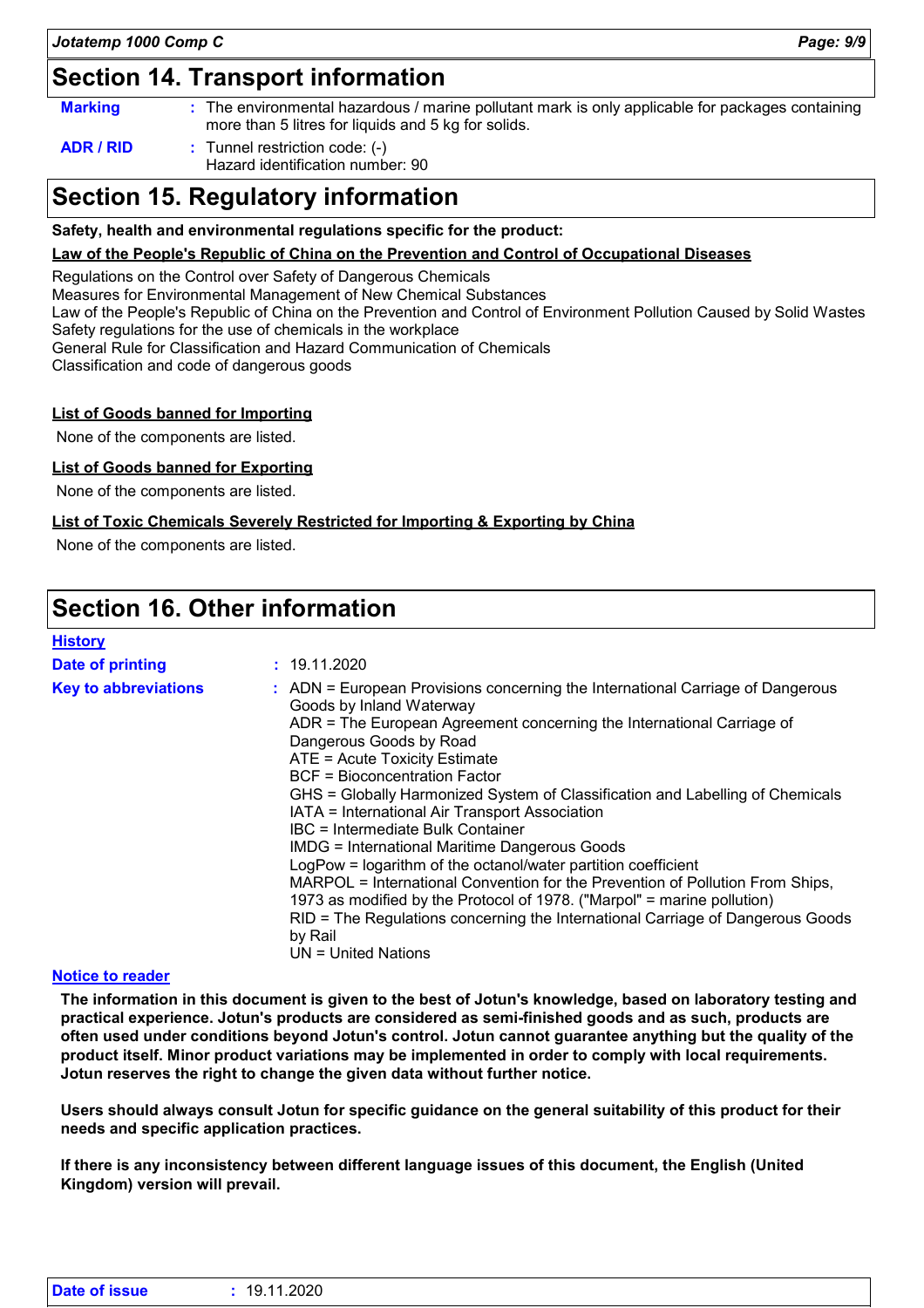## Section 14. Transport information

**Marking** : The environmental hazardous / marine pollutant mark is only applicable for packages containing more than 5 litres for liquids and 5 kg for solids.

**ADR / RID** : Tunnel restriction code: (-)
Hazard identification number: 90

## Section 15. Regulatory information

**Safety, health and environmental regulations specific for the product:**

**Law of the People's Republic of China on the Prevention and Control of Occupational Diseases**

Regulations on the Control over Safety of Dangerous Chemicals
Measures for Environmental Management of New Chemical Substances
Law of the People's Republic of China on the Prevention and Control of Environment Pollution Caused by Solid Wastes
Safety regulations for the use of chemicals in the workplace
General Rule for Classification and Hazard Communication of Chemicals
Classification and code of dangerous goods

**List of Goods banned for Importing**

None of the components are listed.

**List of Goods banned for Exporting**

None of the components are listed.

**List of Toxic Chemicals Severely Restricted for Importing & Exporting by China**

None of the components are listed.

## Section 16. Other information

**History**

**Date of printing** : 19.11.2020

**Key to abbreviations** :
ADN = European Provisions concerning the International Carriage of Dangerous Goods by Inland Waterway
ADR = The European Agreement concerning the International Carriage of Dangerous Goods by Road
ATE = Acute Toxicity Estimate
BCF = Bioconcentration Factor
GHS = Globally Harmonized System of Classification and Labelling of Chemicals
IATA = International Air Transport Association
IBC = Intermediate Bulk Container
IMDG = International Maritime Dangerous Goods
LogPow = logarithm of the octanol/water partition coefficient
MARPOL = International Convention for the Prevention of Pollution From Ships, 1973 as modified by the Protocol of 1978. ("Marpol" = marine pollution)
RID = The Regulations concerning the International Carriage of Dangerous Goods by Rail
UN = United Nations

**Notice to reader**

**The information in this document is given to the best of Jotun's knowledge, based on laboratory testing and practical experience. Jotun's products are considered as semi-finished goods and as such, products are often used under conditions beyond Jotun's control. Jotun cannot guarantee anything but the quality of the product itself. Minor product variations may be implemented in order to comply with local requirements. Jotun reserves the right to change the given data without further notice.**

**Users should always consult Jotun for specific guidance on the general suitability of this product for their needs and specific application practices.**

**If there is any inconsistency between different language issues of this document, the English (United Kingdom) version will prevail.**